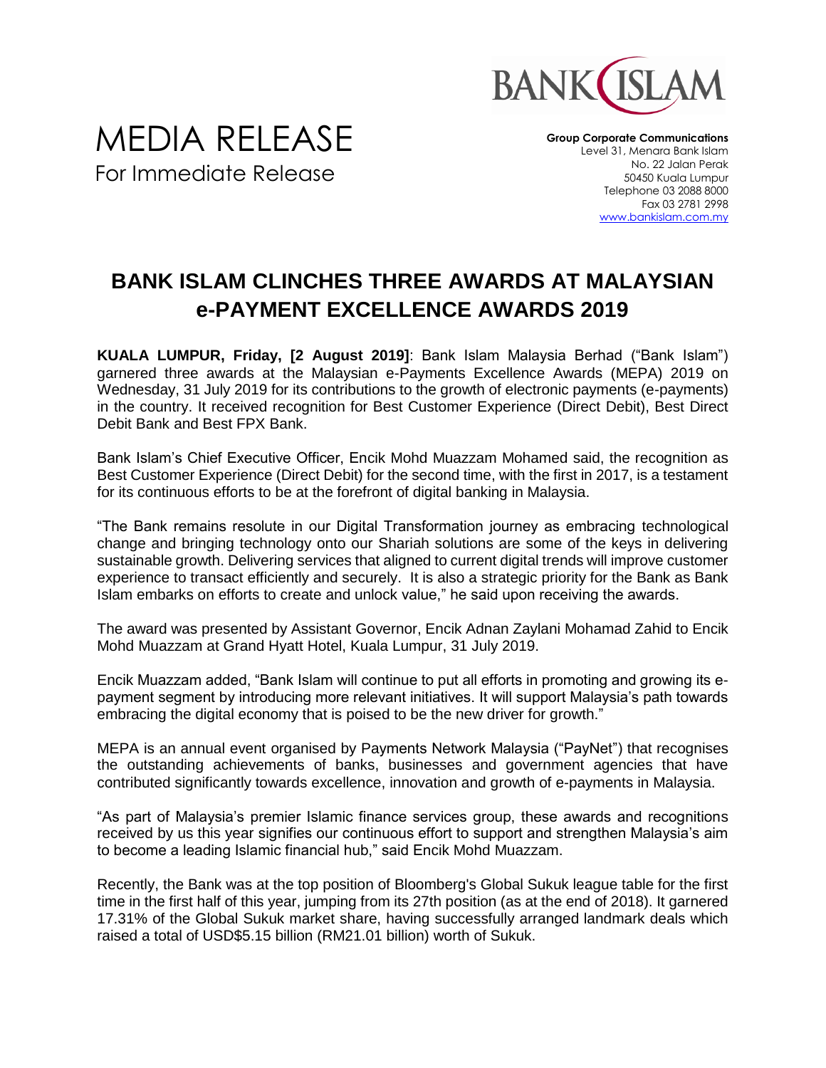# MEDIA RELEASE

For Immediate Release

**Group Corporate Communications**
Level 31, Menara Bank Islam
No. 22 Jalan Perak
50450 Kuala Lumpur
Telephone 03 2088 8000
Fax 03 2781 2998
www.bankislam.com.my

## BANK ISLAM CLINCHES THREE AWARDS AT MALAYSIAN e-PAYMENT EXCELLENCE AWARDS 2019

**KUALA LUMPUR, Friday, [2 August 2019]**: Bank Islam Malaysia Berhad ("Bank Islam") garnered three awards at the Malaysian e-Payments Excellence Awards (MEPA) 2019 on Wednesday, 31 July 2019 for its contributions to the growth of electronic payments (e-payments) in the country. It received recognition for Best Customer Experience (Direct Debit), Best Direct Debit Bank and Best FPX Bank.

Bank Islam's Chief Executive Officer, Encik Mohd Muazzam Mohamed said, the recognition as Best Customer Experience (Direct Debit) for the second time, with the first in 2017, is a testament for its continuous efforts to be at the forefront of digital banking in Malaysia.

"The Bank remains resolute in our Digital Transformation journey as embracing technological change and bringing technology onto our Shariah solutions are some of the keys in delivering sustainable growth. Delivering services that aligned to current digital trends will improve customer experience to transact efficiently and securely. It is also a strategic priority for the Bank as Bank Islam embarks on efforts to create and unlock value," he said upon receiving the awards.

The award was presented by Assistant Governor, Encik Adnan Zaylani Mohamad Zahid to Encik Mohd Muazzam at Grand Hyatt Hotel, Kuala Lumpur, 31 July 2019.

Encik Muazzam added, "Bank Islam will continue to put all efforts in promoting and growing its e-payment segment by introducing more relevant initiatives. It will support Malaysia's path towards embracing the digital economy that is poised to be the new driver for growth."

MEPA is an annual event organised by Payments Network Malaysia ("PayNet") that recognises the outstanding achievements of banks, businesses and government agencies that have contributed significantly towards excellence, innovation and growth of e-payments in Malaysia.

"As part of Malaysia's premier Islamic finance services group, these awards and recognitions received by us this year signifies our continuous effort to support and strengthen Malaysia's aim to become a leading Islamic financial hub," said Encik Mohd Muazzam.

Recently, the Bank was at the top position of Bloomberg's Global Sukuk league table for the first time in the first half of this year, jumping from its 27th position (as at the end of 2018). It garnered 17.31% of the Global Sukuk market share, having successfully arranged landmark deals which raised a total of USD$5.15 billion (RM21.01 billion) worth of Sukuk.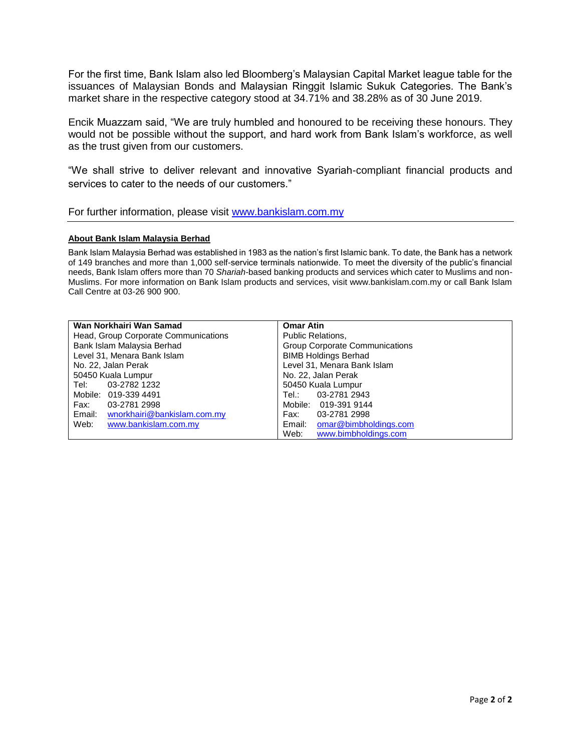For the first time, Bank Islam also led Bloomberg's Malaysian Capital Market league table for the issuances of Malaysian Bonds and Malaysian Ringgit Islamic Sukuk Categories. The Bank's market share in the respective category stood at 34.71% and 38.28% as of 30 June 2019.

Encik Muazzam said, "We are truly humbled and honoured to be receiving these honours. They would not be possible without the support, and hard work from Bank Islam's workforce, as well as the trust given from our customers.

"We shall strive to deliver relevant and innovative Syariah-compliant financial products and services to cater to the needs of our customers."

For further information, please visit www.bankislam.com.my

---

**About Bank Islam Malaysia Berhad**

Bank Islam Malaysia Berhad was established in 1983 as the nation's first Islamic bank. To date, the Bank has a network of 149 branches and more than 1,000 self-service terminals nationwide. To meet the diversity of the public's financial needs, Bank Islam offers more than 70 *Shariah*-based banking products and services which cater to Muslims and non-Muslims. For more information on Bank Islam products and services, visit www.bankislam.com.my or call Bank Islam Call Centre at 03-26 900 900.

| | |
|---|---|
| **Wan Norkhairi Wan Samad** | **Omar Atin** |
| Head, Group Corporate Communications | Public Relations, |
| Bank Islam Malaysia Berhad | Group Corporate Communications |
| Level 31, Menara Bank Islam | BIMB Holdings Berhad |
| No. 22, Jalan Perak | Level 31, Menara Bank Islam |
| 50450 Kuala Lumpur | No. 22, Jalan Perak |
| Tel: 03-2782 1232 | 50450 Kuala Lumpur |
| Mobile: 019-339 4491 | Tel.: 03-2781 2943 |
| Fax: 03-2781 2998 | Mobile: 019-391 9144 |
| Email: wnorkhairi@bankislam.com.my | Fax: 03-2781 2998 |
| Web: www.bankislam.com.my | Email: omar@bimbholdings.com |
| | Web: www.bimbholdings.com |